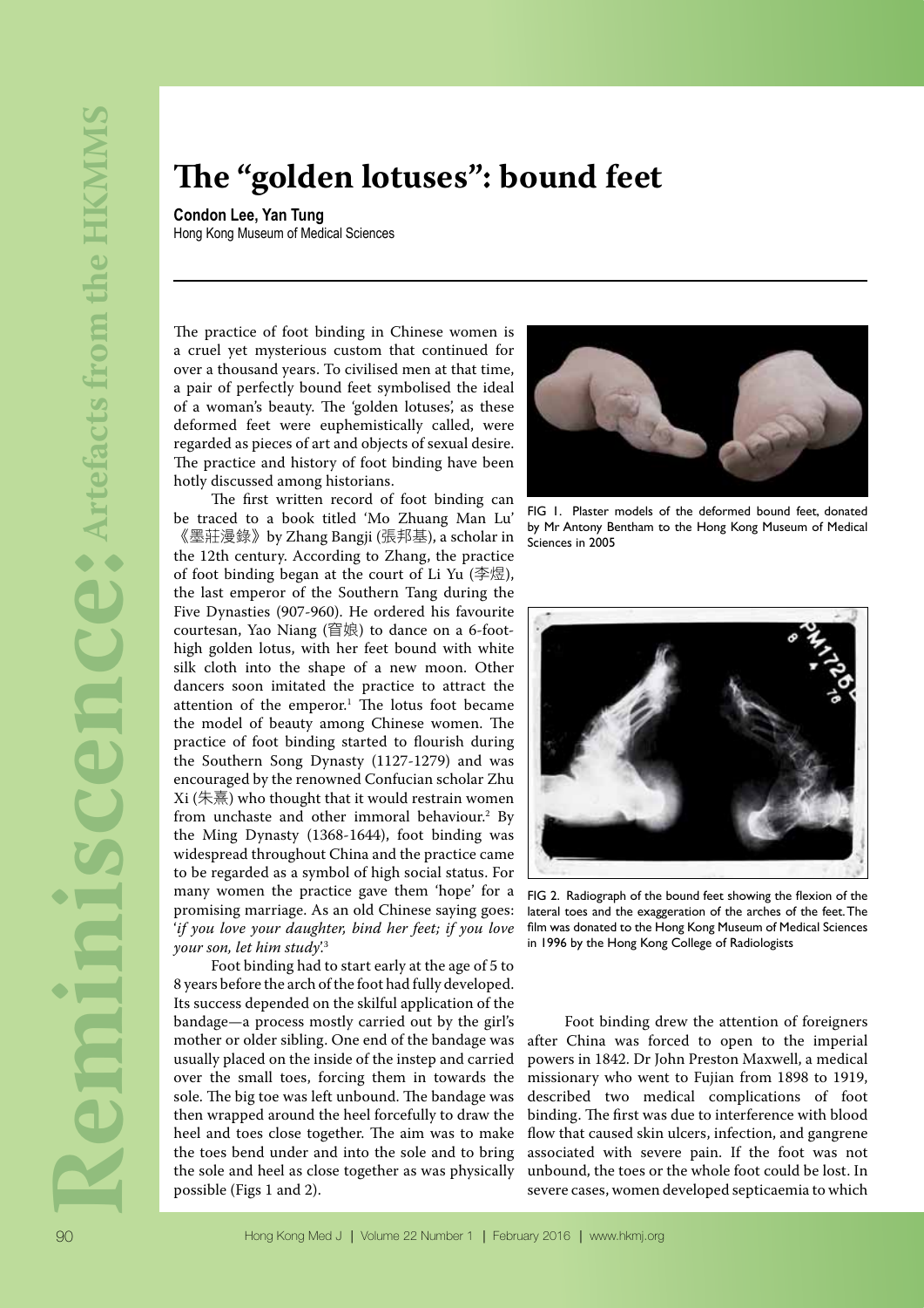# The "golden lotuses": bound feet

**Condon Lee, Yan Tung**
Hong Kong Museum of Medical Sciences

The practice of foot binding in Chinese women is a cruel yet mysterious custom that continued for over a thousand years. To civilised men at that time, a pair of perfectly bound feet symbolised the ideal of a woman's beauty. The 'golden lotuses', as these deformed feet were euphemistically called, were regarded as pieces of art and objects of sexual desire. The practice and history of foot binding have been hotly discussed among historians.

The first written record of foot binding can be traced to a book titled 'Mo Zhuang Man Lu' 《墨莊漫錄》 by Zhang Bangji (張邦基), a scholar in the 12th century. According to Zhang, the practice of foot binding began at the court of Li Yu (李煜), the last emperor of the Southern Tang during the Five Dynasties (907-960). He ordered his favourite courtesan, Yao Niang (窅娘) to dance on a 6-foot-high golden lotus, with her feet bound with white silk cloth into the shape of a new moon. Other dancers soon imitated the practice to attract the attention of the emperor.[1] The lotus foot became the model of beauty among Chinese women. The practice of foot binding started to flourish during the Southern Song Dynasty (1127-1279) and was encouraged by the renowned Confucian scholar Zhu Xi (朱熹) who thought that it would restrain women from unchaste and other immoral behaviour.[2] By the Ming Dynasty (1368-1644), foot binding was widespread throughout China and the practice came to be regarded as a symbol of high social status. For many women the practice gave them 'hope' for a promising marriage. As an old Chinese saying goes: '*if you love your daughter, bind her feet; if you love your son, let him study*'.[3]

Foot binding had to start early at the age of 5 to 8 years before the arch of the foot had fully developed. Its success depended on the skilful application of the bandage—a process mostly carried out by the girl's mother or older sibling. One end of the bandage was usually placed on the inside of the instep and carried over the small toes, forcing them in towards the sole. The big toe was left unbound. The bandage was then wrapped around the heel forcefully to draw the heel and toes close together. The aim was to make the toes bend under and into the sole and to bring the sole and heel as close together as was physically possible (Figs 1 and 2).

FIG 1. Plaster models of the deformed bound feet, donated by Mr Antony Bentham to the Hong Kong Museum of Medical Sciences in 2005

FIG 2. Radiograph of the bound feet showing the flexion of the lateral toes and the exaggeration of the arches of the feet. The film was donated to the Hong Kong Museum of Medical Sciences in 1996 by the Hong Kong College of Radiologists

Foot binding drew the attention of foreigners after China was forced to open to the imperial powers in 1842. Dr John Preston Maxwell, a medical missionary who went to Fujian from 1898 to 1919, described two medical complications of foot binding. The first was due to interference with blood flow that caused skin ulcers, infection, and gangrene associated with severe pain. If the foot was not unbound, the toes or the whole foot could be lost. In severe cases, women developed septicaemia to which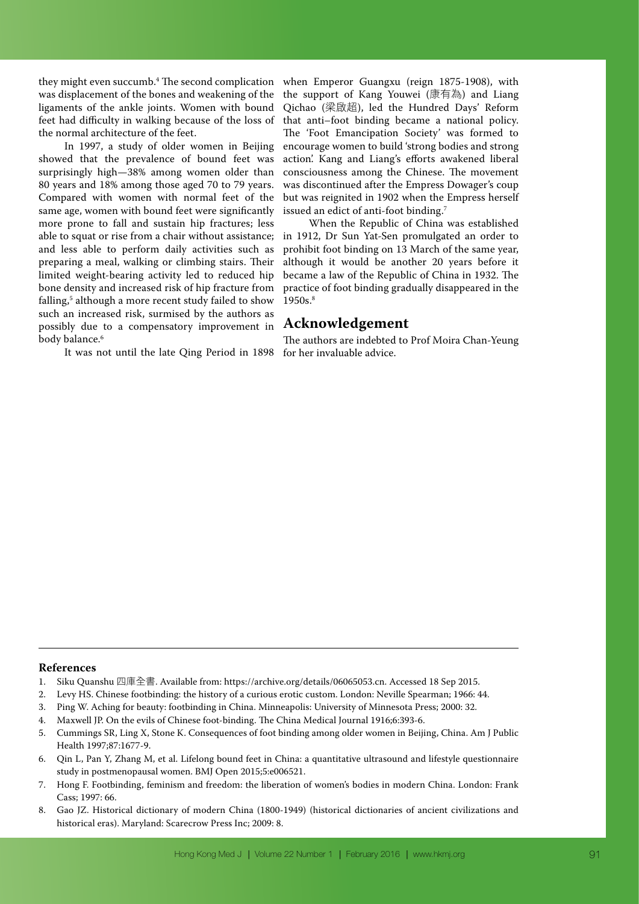they might even succumb.[4] The second complication was displacement of the bones and weakening of the ligaments of the ankle joints. Women with bound feet had difficulty in walking because of the loss of the normal architecture of the feet.

In 1997, a study of older women in Beijing showed that the prevalence of bound feet was surprisingly high—38% among women older than 80 years and 18% among those aged 70 to 79 years. Compared with women with normal feet of the same age, women with bound feet were significantly more prone to fall and sustain hip fractures; less able to squat or rise from a chair without assistance; and less able to perform daily activities such as preparing a meal, walking or climbing stairs. Their limited weight-bearing activity led to reduced hip bone density and increased risk of hip fracture from falling,[5] although a more recent study failed to show such an increased risk, surmised by the authors as possibly due to a compensatory improvement in body balance.[6]

It was not until the late Qing Period in 1898 when Emperor Guangxu (reign 1875-1908), with the support of Kang Youwei (康有為) and Liang Qichao (梁啟超), led the Hundred Days' Reform that anti–foot binding became a national policy. The 'Foot Emancipation Society' was formed to encourage women to build 'strong bodies and strong action'. Kang and Liang's efforts awakened liberal consciousness among the Chinese. The movement was discontinued after the Empress Dowager's coup but was reignited in 1902 when the Empress herself issued an edict of anti-foot binding.[7]

When the Republic of China was established in 1912, Dr Sun Yat-Sen promulgated an order to prohibit foot binding on 13 March of the same year, although it would be another 20 years before it became a law of the Republic of China in 1932. The practice of foot binding gradually disappeared in the 1950s.[8]

## Acknowledgement

The authors are indebted to Prof Moira Chan-Yeung for her invaluable advice.

## References

1. Siku Quanshu 四庫全書. Available from: https://archive.org/details/06065053.cn. Accessed 18 Sep 2015.
2. Levy HS. Chinese footbinding: the history of a curious erotic custom. London: Neville Spearman; 1966: 44.
3. Ping W. Aching for beauty: footbinding in China. Minneapolis: University of Minnesota Press; 2000: 32.
4. Maxwell JP. On the evils of Chinese foot-binding. The China Medical Journal 1916;6:393-6.
5. Cummings SR, Ling X, Stone K. Consequences of foot binding among older women in Beijing, China. Am J Public Health 1997;87:1677-9.
6. Qin L, Pan Y, Zhang M, et al. Lifelong bound feet in China: a quantitative ultrasound and lifestyle questionnaire study in postmenopausal women. BMJ Open 2015;5:e006521.
7. Hong F. Footbinding, feminism and freedom: the liberation of women's bodies in modern China. London: Frank Cass; 1997: 66.
8. Gao JZ. Historical dictionary of modern China (1800-1949) (historical dictionaries of ancient civilizations and historical eras). Maryland: Scarecrow Press Inc; 2009: 8.